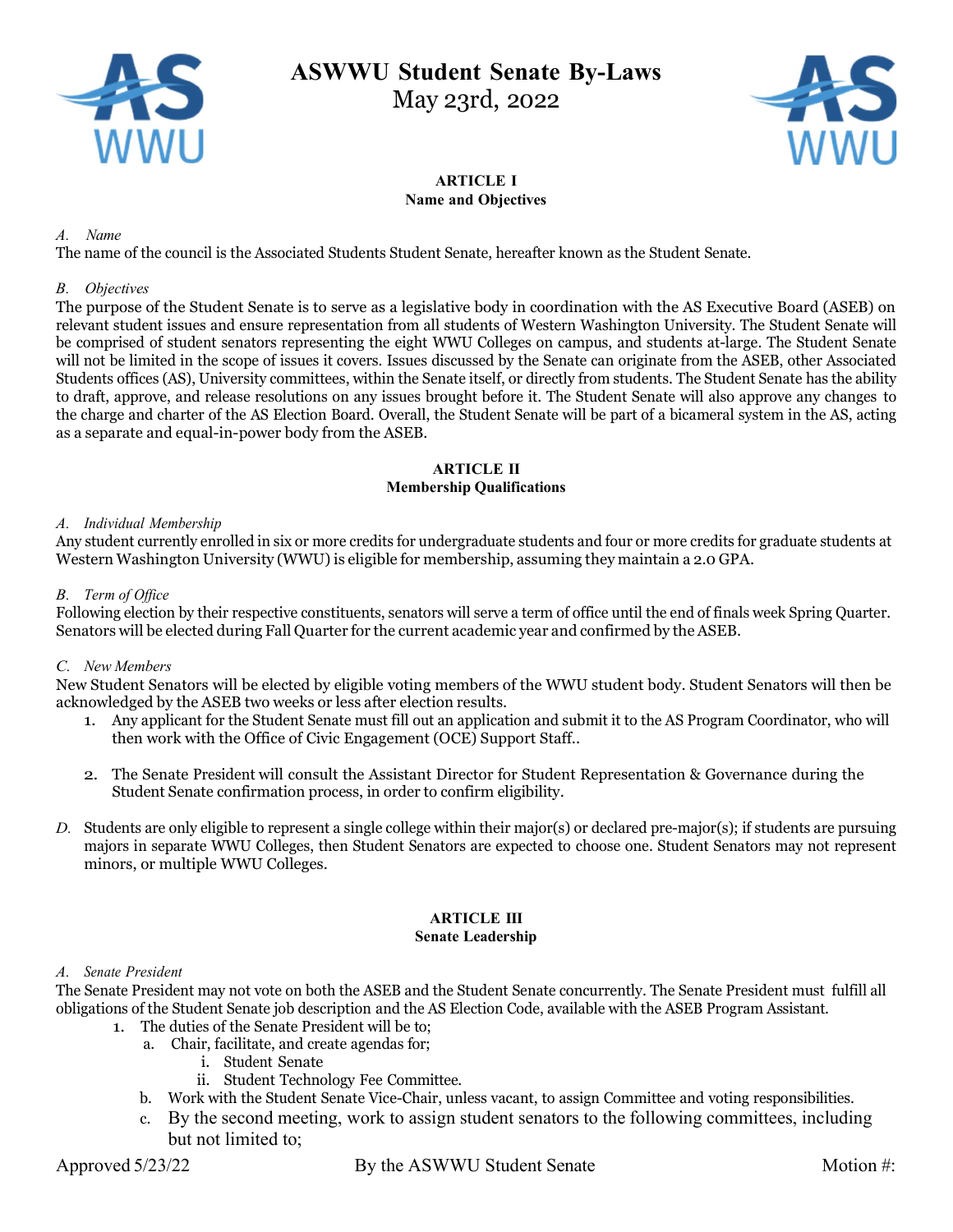# ASWWU Student Senate By-Laws
May 23rd, 2022

## ARTICLE I
**Name and Objectives**

*A. Name*
The name of the council is the Associated Students Student Senate, hereafter known as the Student Senate.

*B. Objectives*
The purpose of the Student Senate is to serve as a legislative body in coordination with the AS Executive Board (ASEB) on relevant student issues and ensure representation from all students of Western Washington University. The Student Senate will be comprised of student senators representing the eight WWU Colleges on campus, and students at-large. The Student Senate will not be limited in the scope of issues it covers. Issues discussed by the Senate can originate from the ASEB, other Associated Students offices (AS), University committees, within the Senate itself, or directly from students. The Student Senate has the ability to draft, approve, and release resolutions on any issues brought before it. The Student Senate will also approve any changes to the charge and charter of the AS Election Board. Overall, the Student Senate will be part of a bicameral system in the AS, acting as a separate and equal-in-power body from the ASEB.

## ARTICLE II
**Membership Qualifications**

*A. Individual Membership*
Any student currently enrolled in six or more credits for undergraduate students and four or more credits for graduate students at Western Washington University (WWU) is eligible for membership, assuming they maintain a 2.0 GPA.

*B. Term of Office*
Following election by their respective constituents, senators will serve a term of office until the end of finals week Spring Quarter. Senators will be elected during Fall Quarter for the current academic year and confirmed by the ASEB.

*C. New Members*
New Student Senators will be elected by eligible voting members of the WWU student body. Student Senators will then be acknowledged by the ASEB two weeks or less after election results.

1. Any applicant for the Student Senate must fill out an application and submit it to the AS Program Coordinator, who will then work with the Office of Civic Engagement (OCE) Support Staff..
2. The Senate President will consult the Assistant Director for Student Representation & Governance during the Student Senate confirmation process, in order to confirm eligibility.

*D.* Students are only eligible to represent a single college within their major(s) or declared pre-major(s); if students are pursuing majors in separate WWU Colleges, then Student Senators are expected to choose one. Student Senators may not represent minors, or multiple WWU Colleges.

## ARTICLE III
**Senate Leadership**

*A. Senate President*
The Senate President may not vote on both the ASEB and the Student Senate concurrently. The Senate President must fulfill all obligations of the Student Senate job description and the AS Election Code, available with the ASEB Program Assistant.

1. The duties of the Senate President will be to;
   a. Chair, facilitate, and create agendas for;
      i. Student Senate
      ii. Student Technology Fee Committee.
   b. Work with the Student Senate Vice-Chair, unless vacant, to assign Committee and voting responsibilities.
   c. By the second meeting, work to assign student senators to the following committees, including but not limited to;

Approved 5/23/22 By the ASWWU Student Senate Motion #: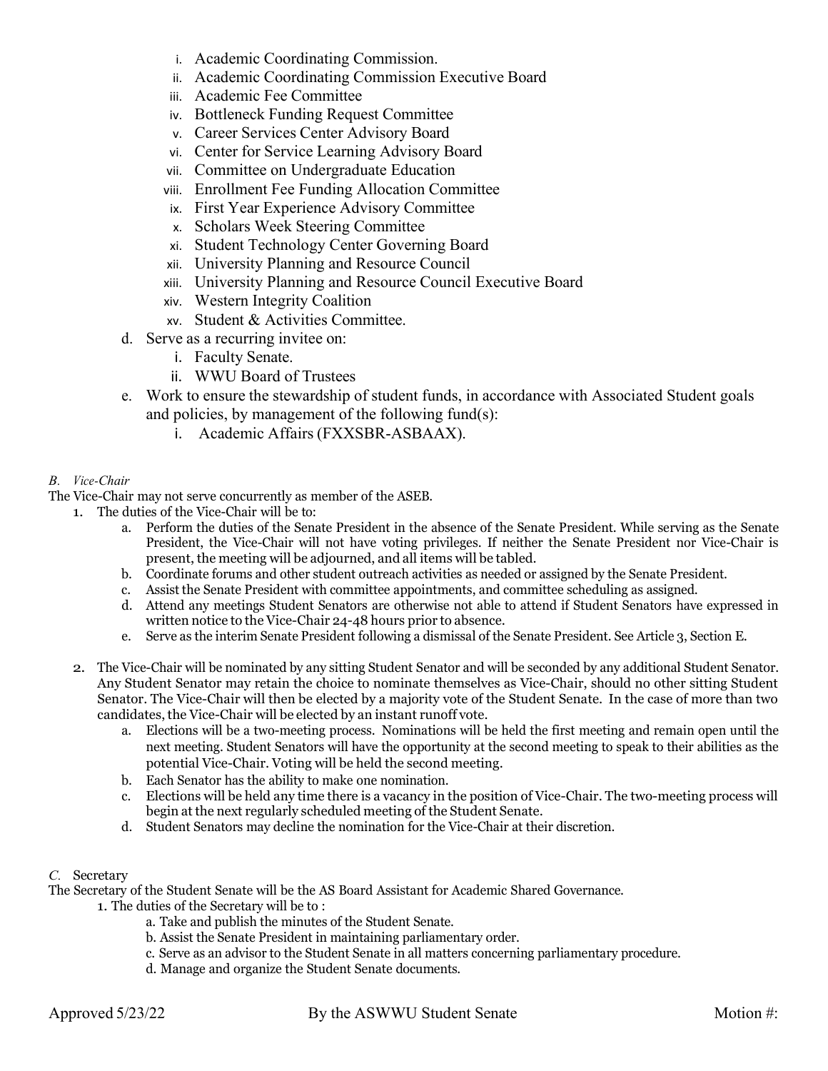i. Academic Coordinating Commission.
ii. Academic Coordinating Commission Executive Board
iii. Academic Fee Committee
iv. Bottleneck Funding Request Committee
v. Career Services Center Advisory Board
vi. Center for Service Learning Advisory Board
vii. Committee on Undergraduate Education
viii. Enrollment Fee Funding Allocation Committee
ix. First Year Experience Advisory Committee
x. Scholars Week Steering Committee
xi. Student Technology Center Governing Board
xii. University Planning and Resource Council
xiii. University Planning and Resource Council Executive Board
xiv. Western Integrity Coalition
xv. Student & Activities Committee.

d. Serve as a recurring invitee on:
   i. Faculty Senate.
   ii. WWU Board of Trustees

e. Work to ensure the stewardship of student funds, in accordance with Associated Student goals and policies, by management of the following fund(s):
   i. Academic Affairs (FXXSBR-ASBAAX).

*B. Vice-Chair*

The Vice-Chair may not serve concurrently as member of the ASEB.

1. The duties of the Vice-Chair will be to:
   a. Perform the duties of the Senate President in the absence of the Senate President. While serving as the Senate President, the Vice-Chair will not have voting privileges. If neither the Senate President nor Vice-Chair is present, the meeting will be adjourned, and all items will be tabled.
   b. Coordinate forums and other student outreach activities as needed or assigned by the Senate President.
   c. Assist the Senate President with committee appointments, and committee scheduling as assigned.
   d. Attend any meetings Student Senators are otherwise not able to attend if Student Senators have expressed in written notice to the Vice-Chair 24-48 hours prior to absence.
   e. Serve as the interim Senate President following a dismissal of the Senate President. See Article 3, Section E.

2. The Vice-Chair will be nominated by any sitting Student Senator and will be seconded by any additional Student Senator. Any Student Senator may retain the choice to nominate themselves as Vice-Chair, should no other sitting Student Senator. The Vice-Chair will then be elected by a majority vote of the Student Senate. In the case of more than two candidates, the Vice-Chair will be elected by an instant runoff vote.
   a. Elections will be a two-meeting process. Nominations will be held the first meeting and remain open until the next meeting. Student Senators will have the opportunity at the second meeting to speak to their abilities as the potential Vice-Chair. Voting will be held the second meeting.
   b. Each Senator has the ability to make one nomination.
   c. Elections will be held any time there is a vacancy in the position of Vice-Chair. The two-meeting process will begin at the next regularly scheduled meeting of the Student Senate.
   d. Student Senators may decline the nomination for the Vice-Chair at their discretion.

*C.* Secretary

The Secretary of the Student Senate will be the AS Board Assistant for Academic Shared Governance.

1. The duties of the Secretary will be to :
   a. Take and publish the minutes of the Student Senate.
   b. Assist the Senate President in maintaining parliamentary order.
   c. Serve as an advisor to the Student Senate in all matters concerning parliamentary procedure.
   d. Manage and organize the Student Senate documents.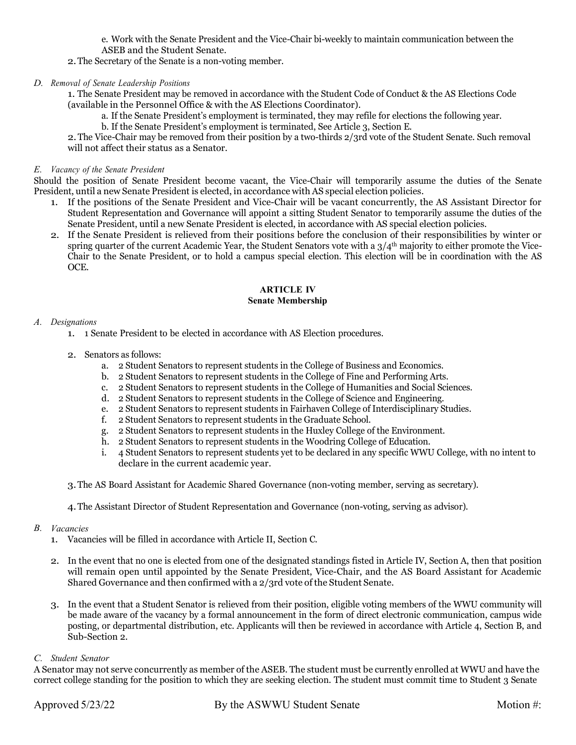e. Work with the Senate President and the Vice-Chair bi-weekly to maintain communication between the ASEB and the Student Senate.

2. The Secretary of the Senate is a non-voting member.

*D. Removal of Senate Leadership Positions*

1. The Senate President may be removed in accordance with the Student Code of Conduct & the AS Elections Code (available in the Personnel Office & with the AS Elections Coordinator).
   a. If the Senate President's employment is terminated, they may refile for elections the following year.
   b. If the Senate President's employment is terminated, See Article 3, Section E.
2. The Vice-Chair may be removed from their position by a two-thirds 2/3rd vote of the Student Senate. Such removal will not affect their status as a Senator.

*E. Vacancy of the Senate President*

Should the position of Senate President become vacant, the Vice-Chair will temporarily assume the duties of the Senate President, until a new Senate President is elected, in accordance with AS special election policies.

1. If the positions of the Senate President and Vice-Chair will be vacant concurrently, the AS Assistant Director for Student Representation and Governance will appoint a sitting Student Senator to temporarily assume the duties of the Senate President, until a new Senate President is elected, in accordance with AS special election policies.
2. If the Senate President is relieved from their positions before the conclusion of their responsibilities by winter or spring quarter of the current Academic Year, the Student Senators vote with a 3/4th majority to either promote the Vice-Chair to the Senate President, or to hold a campus special election. This election will be in coordination with the AS OCE.

## ARTICLE IV
## Senate Membership

*A. Designations*

1. 1 Senate President to be elected in accordance with AS Election procedures.

2. Senators as follows:
   a. 2 Student Senators to represent students in the College of Business and Economics.
   b. 2 Student Senators to represent students in the College of Fine and Performing Arts.
   c. 2 Student Senators to represent students in the College of Humanities and Social Sciences.
   d. 2 Student Senators to represent students in the College of Science and Engineering.
   e. 2 Student Senators to represent students in Fairhaven College of Interdisciplinary Studies.
   f. 2 Student Senators to represent students in the Graduate School.
   g. 2 Student Senators to represent students in the Huxley College of the Environment.
   h. 2 Student Senators to represent students in the Woodring College of Education.
   i. 4 Student Senators to represent students yet to be declared in any specific WWU College, with no intent to declare in the current academic year.

3. The AS Board Assistant for Academic Shared Governance (non-voting member, serving as secretary).

4. The Assistant Director of Student Representation and Governance (non-voting, serving as advisor).

*B. Vacancies*

1. Vacancies will be filled in accordance with Article II, Section C.

2. In the event that no one is elected from one of the designated standings fisted in Article IV, Section A, then that position will remain open until appointed by the Senate President, Vice-Chair, and the AS Board Assistant for Academic Shared Governance and then confirmed with a 2/3rd vote of the Student Senate.

3. In the event that a Student Senator is relieved from their position, eligible voting members of the WWU community will be made aware of the vacancy by a formal announcement in the form of direct electronic communication, campus wide posting, or departmental distribution, etc. Applicants will then be reviewed in accordance with Article 4, Section B, and Sub-Section 2.

*C. Student Senator*

A Senator may not serve concurrently as member of the ASEB. The student must be currently enrolled at WWU and have the correct college standing for the position to which they are seeking election. The student must commit time to Student 3 Senate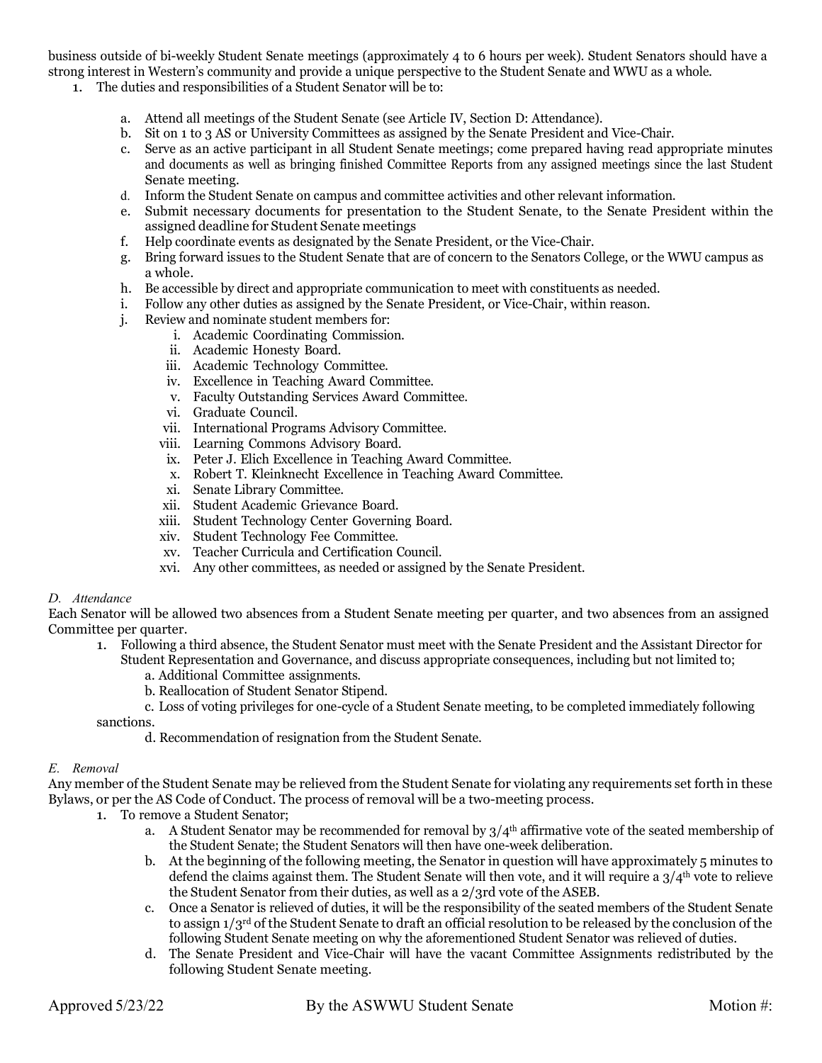business outside of bi-weekly Student Senate meetings (approximately 4 to 6 hours per week). Student Senators should have a strong interest in Western's community and provide a unique perspective to the Student Senate and WWU as a whole.

1. The duties and responsibilities of a Student Senator will be to:
   a. Attend all meetings of the Student Senate (see Article IV, Section D: Attendance).
   b. Sit on 1 to 3 AS or University Committees as assigned by the Senate President and Vice-Chair.
   c. Serve as an active participant in all Student Senate meetings; come prepared having read appropriate minutes and documents as well as bringing finished Committee Reports from any assigned meetings since the last Student Senate meeting.
   d. Inform the Student Senate on campus and committee activities and other relevant information.
   e. Submit necessary documents for presentation to the Student Senate, to the Senate President within the assigned deadline for Student Senate meetings
   f. Help coordinate events as designated by the Senate President, or the Vice-Chair.
   g. Bring forward issues to the Student Senate that are of concern to the Senators College, or the WWU campus as a whole.
   h. Be accessible by direct and appropriate communication to meet with constituents as needed.
   i. Follow any other duties as assigned by the Senate President, or Vice-Chair, within reason.
   j. Review and nominate student members for:
      i. Academic Coordinating Commission.
      ii. Academic Honesty Board.
      iii. Academic Technology Committee.
      iv. Excellence in Teaching Award Committee.
      v. Faculty Outstanding Services Award Committee.
      vi. Graduate Council.
      vii. International Programs Advisory Committee.
      viii. Learning Commons Advisory Board.
      ix. Peter J. Elich Excellence in Teaching Award Committee.
      x. Robert T. Kleinknecht Excellence in Teaching Award Committee.
      xi. Senate Library Committee.
      xii. Student Academic Grievance Board.
      xiii. Student Technology Center Governing Board.
      xiv. Student Technology Fee Committee.
      xv. Teacher Curricula and Certification Council.
      xvi. Any other committees, as needed or assigned by the Senate President.

*D. Attendance*

Each Senator will be allowed two absences from a Student Senate meeting per quarter, and two absences from an assigned Committee per quarter.

1. Following a third absence, the Student Senator must meet with the Senate President and the Assistant Director for Student Representation and Governance, and discuss appropriate consequences, including but not limited to;
   a. Additional Committee assignments.
   b. Reallocation of Student Senator Stipend.
   c. Loss of voting privileges for one-cycle of a Student Senate meeting, to be completed immediately following sanctions.
   d. Recommendation of resignation from the Student Senate.

*E. Removal*

Any member of the Student Senate may be relieved from the Student Senate for violating any requirements set forth in these Bylaws, or per the AS Code of Conduct. The process of removal will be a two-meeting process.

1. To remove a Student Senator;
   a. A Student Senator may be recommended for removal by 3/4th affirmative vote of the seated membership of the Student Senate; the Student Senators will then have one-week deliberation.
   b. At the beginning of the following meeting, the Senator in question will have approximately 5 minutes to defend the claims against them. The Student Senate will then vote, and it will require a 3/4th vote to relieve the Student Senator from their duties, as well as a 2/3rd vote of the ASEB.
   c. Once a Senator is relieved of duties, it will be the responsibility of the seated members of the Student Senate to assign 1/3rd of the Student Senate to draft an official resolution to be released by the conclusion of the following Student Senate meeting on why the aforementioned Student Senator was relieved of duties.
   d. The Senate President and Vice-Chair will have the vacant Committee Assignments redistributed by the following Student Senate meeting.

Approved 5/23/22 By the ASWWU Student Senate Motion #: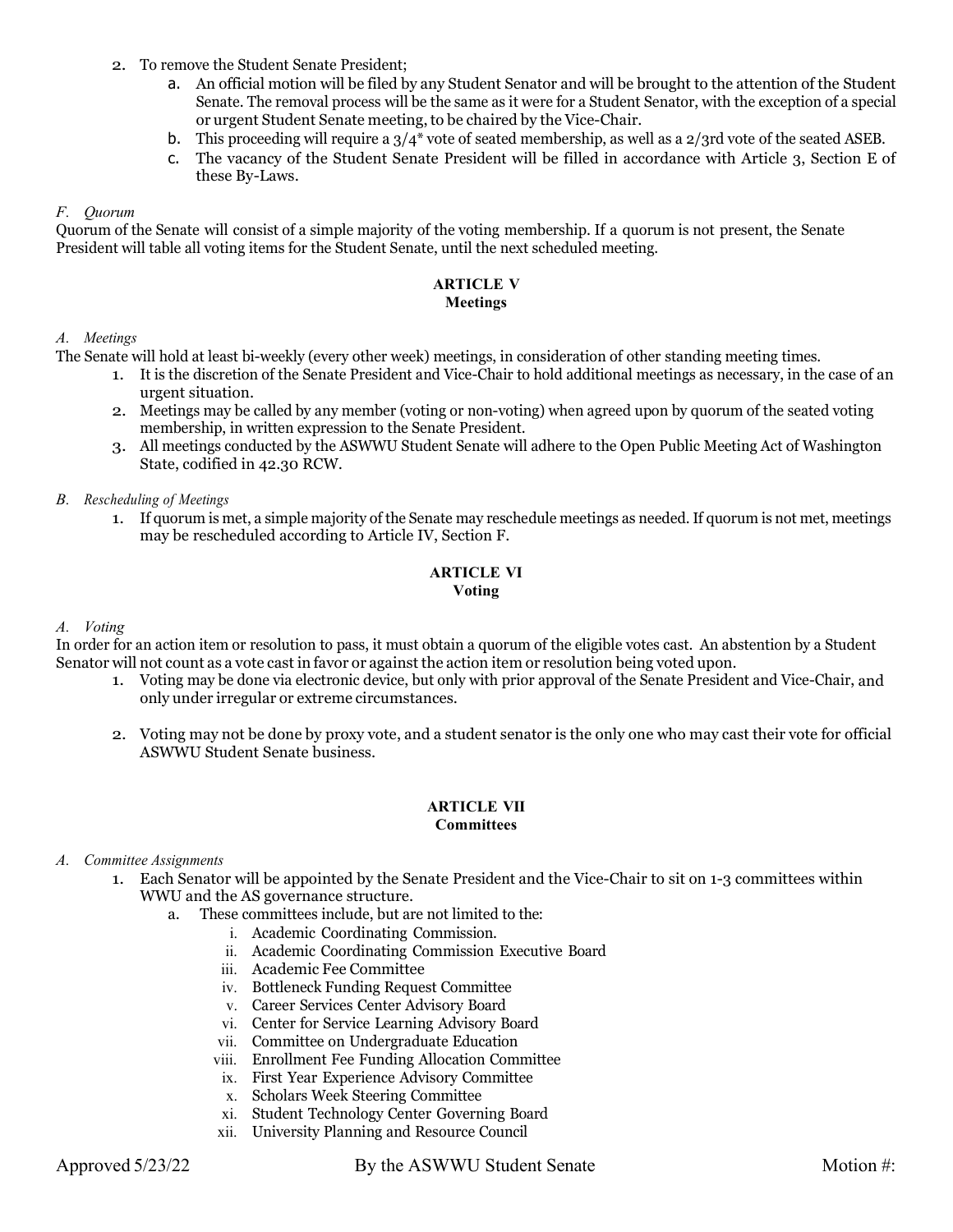2. To remove the Student Senate President;
    a. An official motion will be filed by any Student Senator and will be brought to the attention of the Student Senate. The removal process will be the same as it were for a Student Senator, with the exception of a special or urgent Student Senate meeting, to be chaired by the Vice-Chair.
    b. This proceeding will require a 3/4* vote of seated membership, as well as a 2/3rd vote of the seated ASEB.
    c. The vacancy of the Student Senate President will be filled in accordance with Article 3, Section E of these By-Laws.

*F. Quorum*

Quorum of the Senate will consist of a simple majority of the voting membership. If a quorum is not present, the Senate President will table all voting items for the Student Senate, until the next scheduled meeting.

## ARTICLE V
## Meetings

*A. Meetings*

The Senate will hold at least bi-weekly (every other week) meetings, in consideration of other standing meeting times.

1. It is the discretion of the Senate President and Vice-Chair to hold additional meetings as necessary, in the case of an urgent situation.
2. Meetings may be called by any member (voting or non-voting) when agreed upon by quorum of the seated voting membership, in written expression to the Senate President.
3. All meetings conducted by the ASWWU Student Senate will adhere to the Open Public Meeting Act of Washington State, codified in 42.30 RCW.

*B. Rescheduling of Meetings*

1. If quorum is met, a simple majority of the Senate may reschedule meetings as needed. If quorum is not met, meetings may be rescheduled according to Article IV, Section F.

## ARTICLE VI
## Voting

*A. Voting*

In order for an action item or resolution to pass, it must obtain a quorum of the eligible votes cast. An abstention by a Student Senator will not count as a vote cast in favor or against the action item or resolution being voted upon.

1. Voting may be done via electronic device, but only with prior approval of the Senate President and Vice-Chair, and only under irregular or extreme circumstances.

2. Voting may not be done by proxy vote, and a student senator is the only one who may cast their vote for official ASWWU Student Senate business.

## ARTICLE VII
## Committees

*A. Committee Assignments*

1. Each Senator will be appointed by the Senate President and the Vice-Chair to sit on 1-3 committees within WWU and the AS governance structure.
    a. These committees include, but are not limited to the:
        i. Academic Coordinating Commission.
        ii. Academic Coordinating Commission Executive Board
        iii. Academic Fee Committee
        iv. Bottleneck Funding Request Committee
        v. Career Services Center Advisory Board
        vi. Center for Service Learning Advisory Board
        vii. Committee on Undergraduate Education
        viii. Enrollment Fee Funding Allocation Committee
        ix. First Year Experience Advisory Committee
        x. Scholars Week Steering Committee
        xi. Student Technology Center Governing Board
        xii. University Planning and Resource Council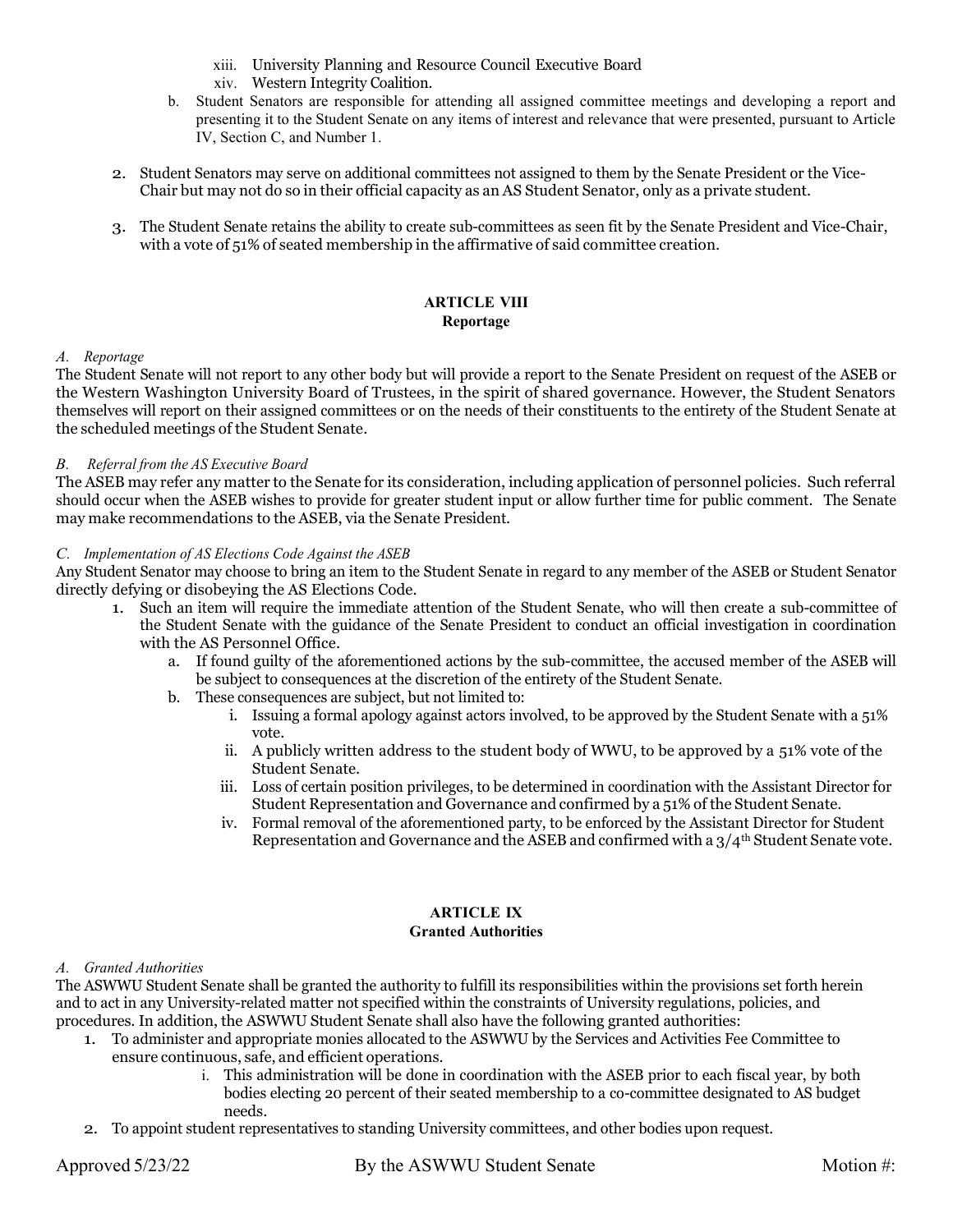xiii. University Planning and Resource Council Executive Board

xiv. Western Integrity Coalition.

b. Student Senators are responsible for attending all assigned committee meetings and developing a report and presenting it to the Student Senate on any items of interest and relevance that were presented, pursuant to Article IV, Section C, and Number 1.

2. Student Senators may serve on additional committees not assigned to them by the Senate President or the Vice-Chair but may not do so in their official capacity as an AS Student Senator, only as a private student.

3. The Student Senate retains the ability to create sub-committees as seen fit by the Senate President and Vice-Chair, with a vote of 51% of seated membership in the affirmative of said committee creation.

## ARTICLE VIII
### Reportage

*A. Reportage*

The Student Senate will not report to any other body but will provide a report to the Senate President on request of the ASEB or the Western Washington University Board of Trustees, in the spirit of shared governance. However, the Student Senators themselves will report on their assigned committees or on the needs of their constituents to the entirety of the Student Senate at the scheduled meetings of the Student Senate.

*B. Referral from the AS Executive Board*

The ASEB may refer any matter to the Senate for its consideration, including application of personnel policies. Such referral should occur when the ASEB wishes to provide for greater student input or allow further time for public comment. The Senate may make recommendations to the ASEB, via the Senate President.

*C. Implementation of AS Elections Code Against the ASEB*

Any Student Senator may choose to bring an item to the Student Senate in regard to any member of the ASEB or Student Senator directly defying or disobeying the AS Elections Code.

1. Such an item will require the immediate attention of the Student Senate, who will then create a sub-committee of the Student Senate with the guidance of the Senate President to conduct an official investigation in coordination with the AS Personnel Office.
   a. If found guilty of the aforementioned actions by the sub-committee, the accused member of the ASEB will be subject to consequences at the discretion of the entirety of the Student Senate.
   b. These consequences are subject, but not limited to:
      i. Issuing a formal apology against actors involved, to be approved by the Student Senate with a 51% vote.
      ii. A publicly written address to the student body of WWU, to be approved by a 51% vote of the Student Senate.
      iii. Loss of certain position privileges, to be determined in coordination with the Assistant Director for Student Representation and Governance and confirmed by a 51% of the Student Senate.
      iv. Formal removal of the aforementioned party, to be enforced by the Assistant Director for Student Representation and Governance and the ASEB and confirmed with a 3/4th Student Senate vote.

## ARTICLE IX
### Granted Authorities

*A. Granted Authorities*

The ASWWU Student Senate shall be granted the authority to fulfill its responsibilities within the provisions set forth herein and to act in any University-related matter not specified within the constraints of University regulations, policies, and procedures. In addition, the ASWWU Student Senate shall also have the following granted authorities:

1. To administer and appropriate monies allocated to the ASWWU by the Services and Activities Fee Committee to ensure continuous, safe, and efficient operations.
   i. This administration will be done in coordination with the ASEB prior to each fiscal year, by both bodies electing 20 percent of their seated membership to a co-committee designated to AS budget needs.
2. To appoint student representatives to standing University committees, and other bodies upon request.

Approved 5/23/22 By the ASWWU Student Senate Motion #: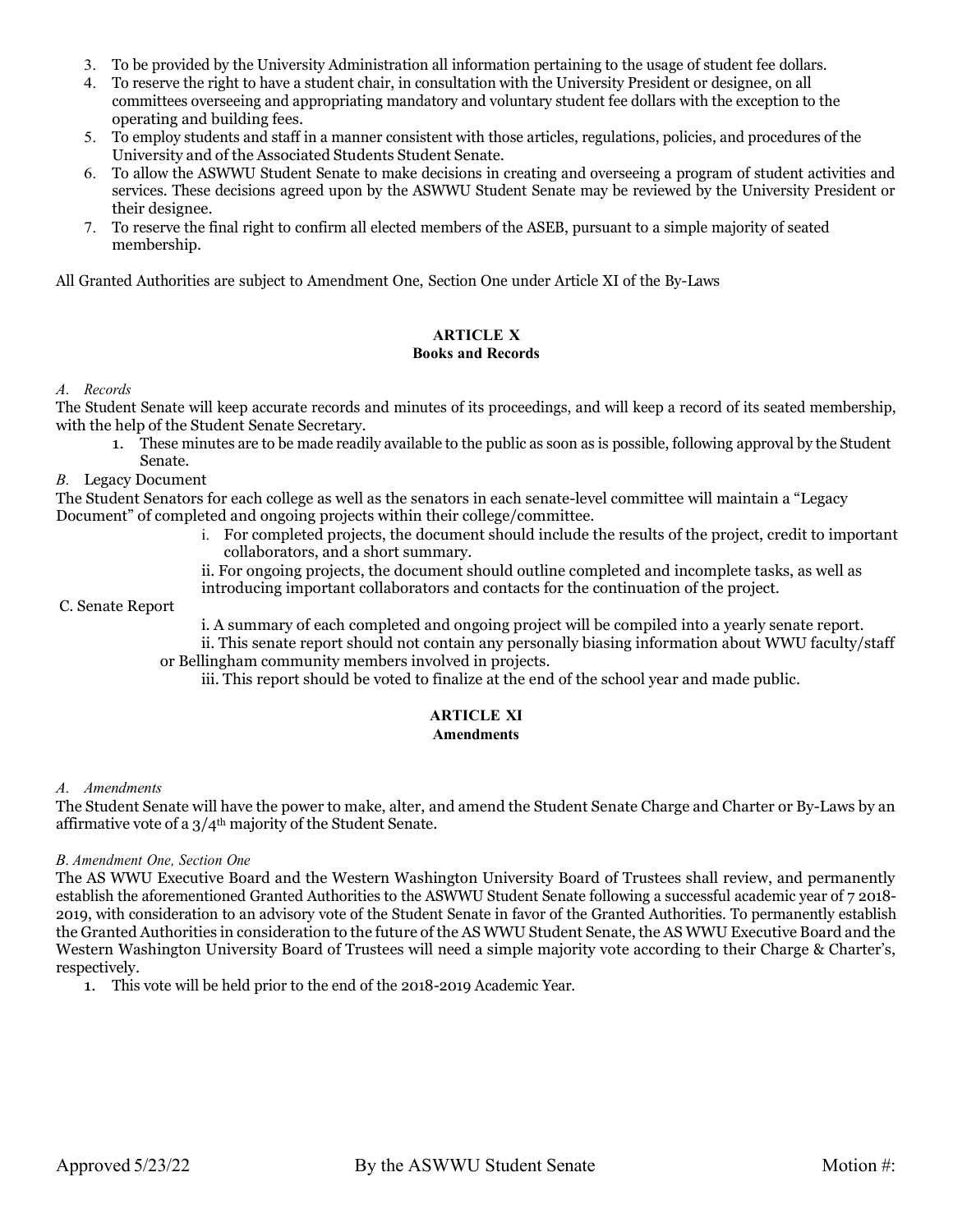3. To be provided by the University Administration all information pertaining to the usage of student fee dollars.
4. To reserve the right to have a student chair, in consultation with the University President or designee, on all committees overseeing and appropriating mandatory and voluntary student fee dollars with the exception to the operating and building fees.
5. To employ students and staff in a manner consistent with those articles, regulations, policies, and procedures of the University and of the Associated Students Student Senate.
6. To allow the ASWWU Student Senate to make decisions in creating and overseeing a program of student activities and services. These decisions agreed upon by the ASWWU Student Senate may be reviewed by the University President or their designee.
7. To reserve the final right to confirm all elected members of the ASEB, pursuant to a simple majority of seated membership.

All Granted Authorities are subject to Amendment One, Section One under Article XI of the By-Laws

## ARTICLE X
### Books and Records

*A. Records*

The Student Senate will keep accurate records and minutes of its proceedings, and will keep a record of its seated membership, with the help of the Student Senate Secretary.

1. These minutes are to be made readily available to the public as soon as is possible, following approval by the Student Senate.

*B.* Legacy Document

The Student Senators for each college as well as the senators in each senate-level committee will maintain a "Legacy Document" of completed and ongoing projects within their college/committee.

i. For completed projects, the document should include the results of the project, credit to important collaborators, and a short summary.

ii. For ongoing projects, the document should outline completed and incomplete tasks, as well as introducing important collaborators and contacts for the continuation of the project.

C. Senate Report

i. A summary of each completed and ongoing project will be compiled into a yearly senate report.

ii. This senate report should not contain any personally biasing information about WWU faculty/staff or Bellingham community members involved in projects.

iii. This report should be voted to finalize at the end of the school year and made public.

## ARTICLE XI
### Amendments

*A. Amendments*

The Student Senate will have the power to make, alter, and amend the Student Senate Charge and Charter or By-Laws by an affirmative vote of a 3/4th majority of the Student Senate.

*B. Amendment One, Section One*

The AS WWU Executive Board and the Western Washington University Board of Trustees shall review, and permanently establish the aforementioned Granted Authorities to the ASWWU Student Senate following a successful academic year of 7 2018-2019, with consideration to an advisory vote of the Student Senate in favor of the Granted Authorities. To permanently establish the Granted Authorities in consideration to the future of the AS WWU Student Senate, the AS WWU Executive Board and the Western Washington University Board of Trustees will need a simple majority vote according to their Charge & Charter's, respectively.

1. This vote will be held prior to the end of the 2018-2019 Academic Year.

Approved 5/23/22 By the ASWWU Student Senate Motion #: